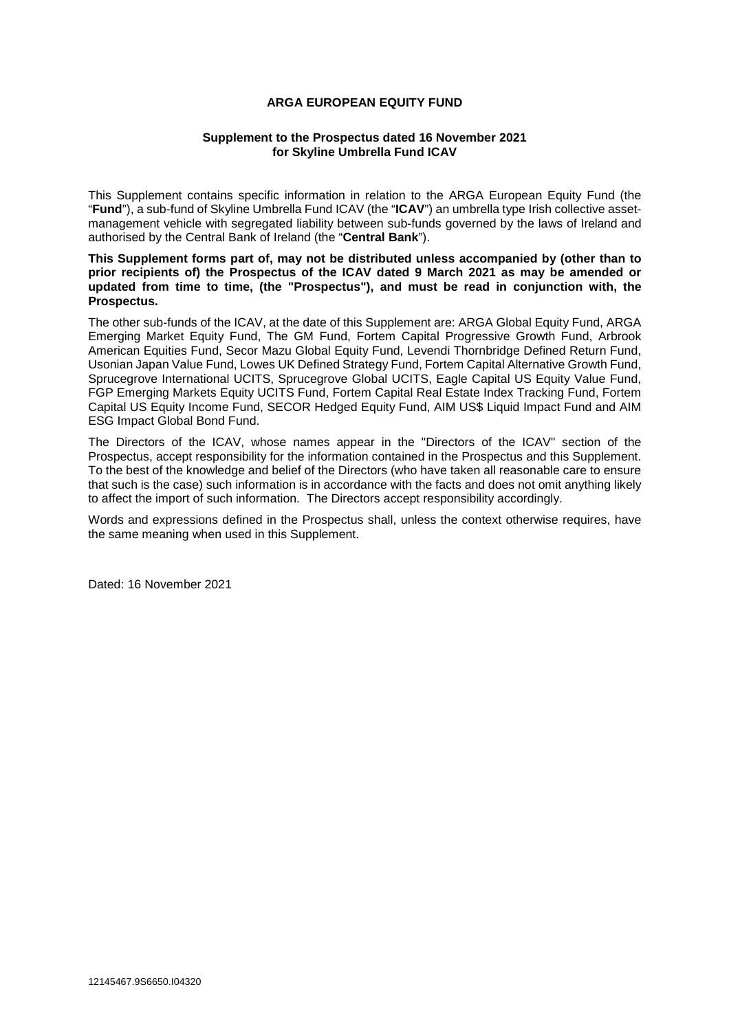# ARGA EUROPEAN EQUITY FUND

**Supplement to the Prospectus dated 16 November 2021**
**for Skyline Umbrella Fund ICAV**

This Supplement contains specific information in relation to the ARGA European Equity Fund (the "**Fund**"), a sub-fund of Skyline Umbrella Fund ICAV (the "**ICAV**") an umbrella type Irish collective asset-management vehicle with segregated liability between sub-funds governed by the laws of Ireland and authorised by the Central Bank of Ireland (the "**Central Bank**").

**This Supplement forms part of, may not be distributed unless accompanied by (other than to prior recipients of) the Prospectus of the ICAV dated 9 March 2021 as may be amended or updated from time to time, (the "Prospectus"), and must be read in conjunction with, the Prospectus.**

The other sub-funds of the ICAV, at the date of this Supplement are: ARGA Global Equity Fund, ARGA Emerging Market Equity Fund, The GM Fund, Fortem Capital Progressive Growth Fund, Arbrook American Equities Fund, Secor Mazu Global Equity Fund, Levendi Thornbridge Defined Return Fund, Usonian Japan Value Fund, Lowes UK Defined Strategy Fund, Fortem Capital Alternative Growth Fund, Sprucegrove International UCITS, Sprucegrove Global UCITS, Eagle Capital US Equity Value Fund, FGP Emerging Markets Equity UCITS Fund, Fortem Capital Real Estate Index Tracking Fund, Fortem Capital US Equity Income Fund, SECOR Hedged Equity Fund, AIM US$ Liquid Impact Fund and AIM ESG Impact Global Bond Fund.

The Directors of the ICAV, whose names appear in the "Directors of the ICAV" section of the Prospectus, accept responsibility for the information contained in the Prospectus and this Supplement. To the best of the knowledge and belief of the Directors (who have taken all reasonable care to ensure that such is the case) such information is in accordance with the facts and does not omit anything likely to affect the import of such information. The Directors accept responsibility accordingly.

Words and expressions defined in the Prospectus shall, unless the context otherwise requires, have the same meaning when used in this Supplement.

Dated: 16 November 2021

12145467.9S6650.I04320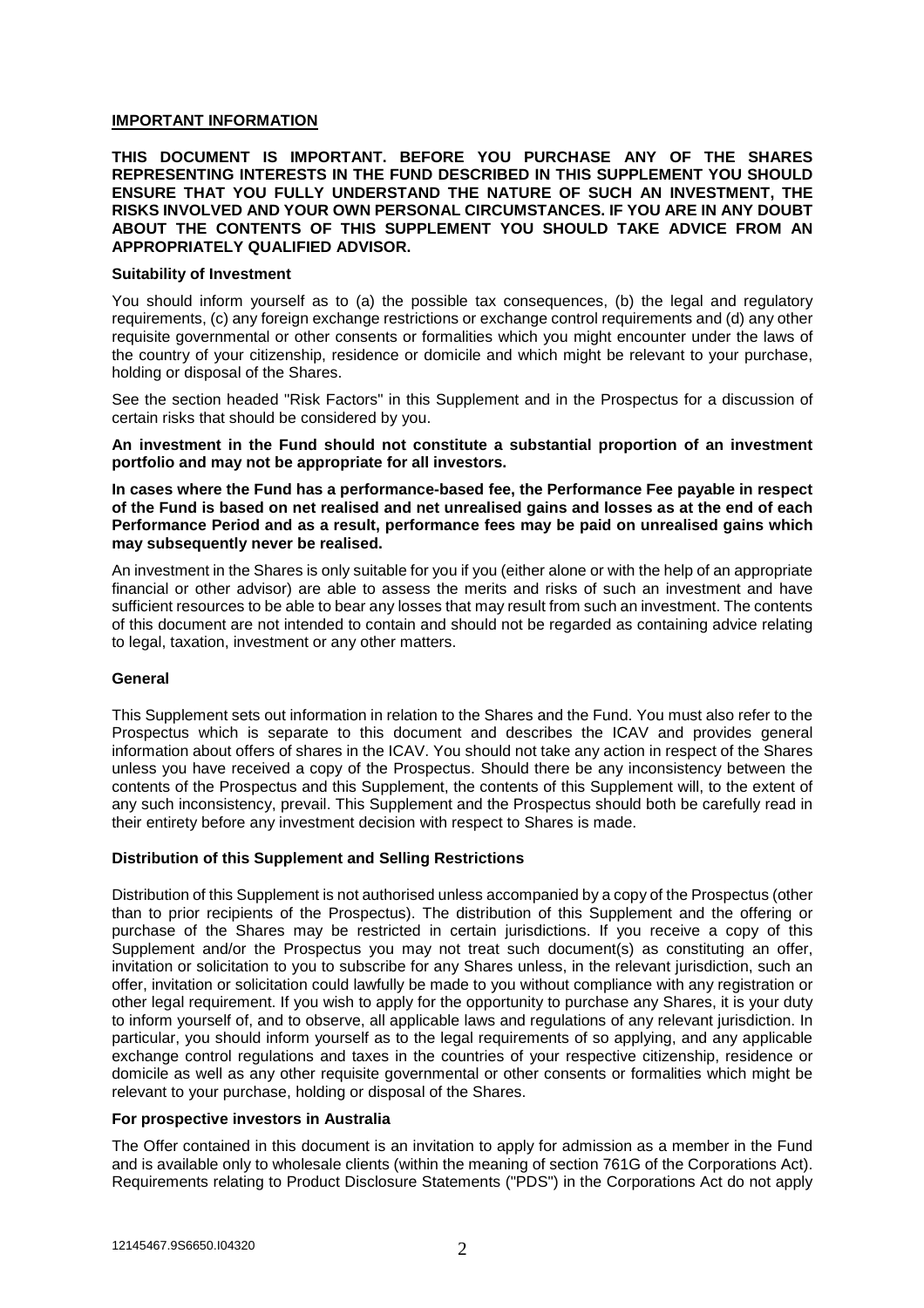## IMPORTANT INFORMATION

**THIS DOCUMENT IS IMPORTANT. BEFORE YOU PURCHASE ANY OF THE SHARES REPRESENTING INTERESTS IN THE FUND DESCRIBED IN THIS SUPPLEMENT YOU SHOULD ENSURE THAT YOU FULLY UNDERSTAND THE NATURE OF SUCH AN INVESTMENT, THE RISKS INVOLVED AND YOUR OWN PERSONAL CIRCUMSTANCES. IF YOU ARE IN ANY DOUBT ABOUT THE CONTENTS OF THIS SUPPLEMENT YOU SHOULD TAKE ADVICE FROM AN APPROPRIATELY QUALIFIED ADVISOR.**

### Suitability of Investment

You should inform yourself as to (a) the possible tax consequences, (b) the legal and regulatory requirements, (c) any foreign exchange restrictions or exchange control requirements and (d) any other requisite governmental or other consents or formalities which you might encounter under the laws of the country of your citizenship, residence or domicile and which might be relevant to your purchase, holding or disposal of the Shares.

See the section headed "Risk Factors" in this Supplement and in the Prospectus for a discussion of certain risks that should be considered by you.

**An investment in the Fund should not constitute a substantial proportion of an investment portfolio and may not be appropriate for all investors.**

**In cases where the Fund has a performance-based fee, the Performance Fee payable in respect of the Fund is based on net realised and net unrealised gains and losses as at the end of each Performance Period and as a result, performance fees may be paid on unrealised gains which may subsequently never be realised.**

An investment in the Shares is only suitable for you if you (either alone or with the help of an appropriate financial or other advisor) are able to assess the merits and risks of such an investment and have sufficient resources to be able to bear any losses that may result from such an investment. The contents of this document are not intended to contain and should not be regarded as containing advice relating to legal, taxation, investment or any other matters.

### General

This Supplement sets out information in relation to the Shares and the Fund. You must also refer to the Prospectus which is separate to this document and describes the ICAV and provides general information about offers of shares in the ICAV. You should not take any action in respect of the Shares unless you have received a copy of the Prospectus. Should there be any inconsistency between the contents of the Prospectus and this Supplement, the contents of this Supplement will, to the extent of any such inconsistency, prevail. This Supplement and the Prospectus should both be carefully read in their entirety before any investment decision with respect to Shares is made.

### Distribution of this Supplement and Selling Restrictions

Distribution of this Supplement is not authorised unless accompanied by a copy of the Prospectus (other than to prior recipients of the Prospectus). The distribution of this Supplement and the offering or purchase of the Shares may be restricted in certain jurisdictions. If you receive a copy of this Supplement and/or the Prospectus you may not treat such document(s) as constituting an offer, invitation or solicitation to you to subscribe for any Shares unless, in the relevant jurisdiction, such an offer, invitation or solicitation could lawfully be made to you without compliance with any registration or other legal requirement. If you wish to apply for the opportunity to purchase any Shares, it is your duty to inform yourself of, and to observe, all applicable laws and regulations of any relevant jurisdiction. In particular, you should inform yourself as to the legal requirements of so applying, and any applicable exchange control regulations and taxes in the countries of your respective citizenship, residence or domicile as well as any other requisite governmental or other consents or formalities which might be relevant to your purchase, holding or disposal of the Shares.

### For prospective investors in Australia

The Offer contained in this document is an invitation to apply for admission as a member in the Fund and is available only to wholesale clients (within the meaning of section 761G of the Corporations Act). Requirements relating to Product Disclosure Statements ("PDS") in the Corporations Act do not apply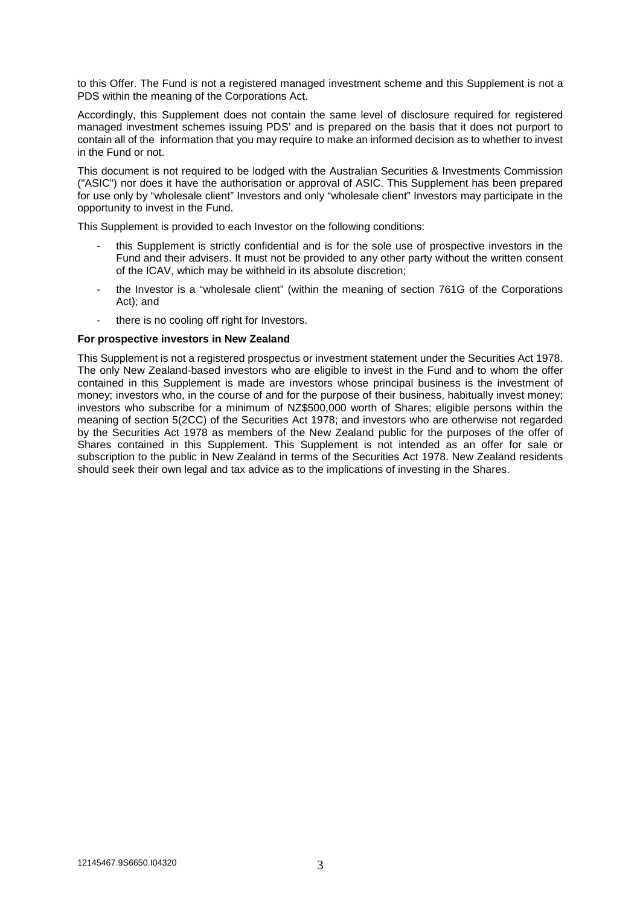to this Offer. The Fund is not a registered managed investment scheme and this Supplement is not a PDS within the meaning of the Corporations Act.

Accordingly, this Supplement does not contain the same level of disclosure required for registered managed investment schemes issuing PDS' and is prepared on the basis that it does not purport to contain all of the information that you may require to make an informed decision as to whether to invest in the Fund or not.

This document is not required to be lodged with the Australian Securities & Investments Commission ("ASIC") nor does it have the authorisation or approval of ASIC. This Supplement has been prepared for use only by "wholesale client" Investors and only "wholesale client" Investors may participate in the opportunity to invest in the Fund.

This Supplement is provided to each Investor on the following conditions:

- this Supplement is strictly confidential and is for the sole use of prospective investors in the Fund and their advisers. It must not be provided to any other party without the written consent of the ICAV, which may be withheld in its absolute discretion;
- the Investor is a "wholesale client" (within the meaning of section 761G of the Corporations Act); and
- there is no cooling off right for Investors.

**For prospective investors in New Zealand**

This Supplement is not a registered prospectus or investment statement under the Securities Act 1978. The only New Zealand-based investors who are eligible to invest in the Fund and to whom the offer contained in this Supplement is made are investors whose principal business is the investment of money; investors who, in the course of and for the purpose of their business, habitually invest money; investors who subscribe for a minimum of NZ$500,000 worth of Shares; eligible persons within the meaning of section 5(2CC) of the Securities Act 1978; and investors who are otherwise not regarded by the Securities Act 1978 as members of the New Zealand public for the purposes of the offer of Shares contained in this Supplement. This Supplement is not intended as an offer for sale or subscription to the public in New Zealand in terms of the Securities Act 1978. New Zealand residents should seek their own legal and tax advice as to the implications of investing in the Shares.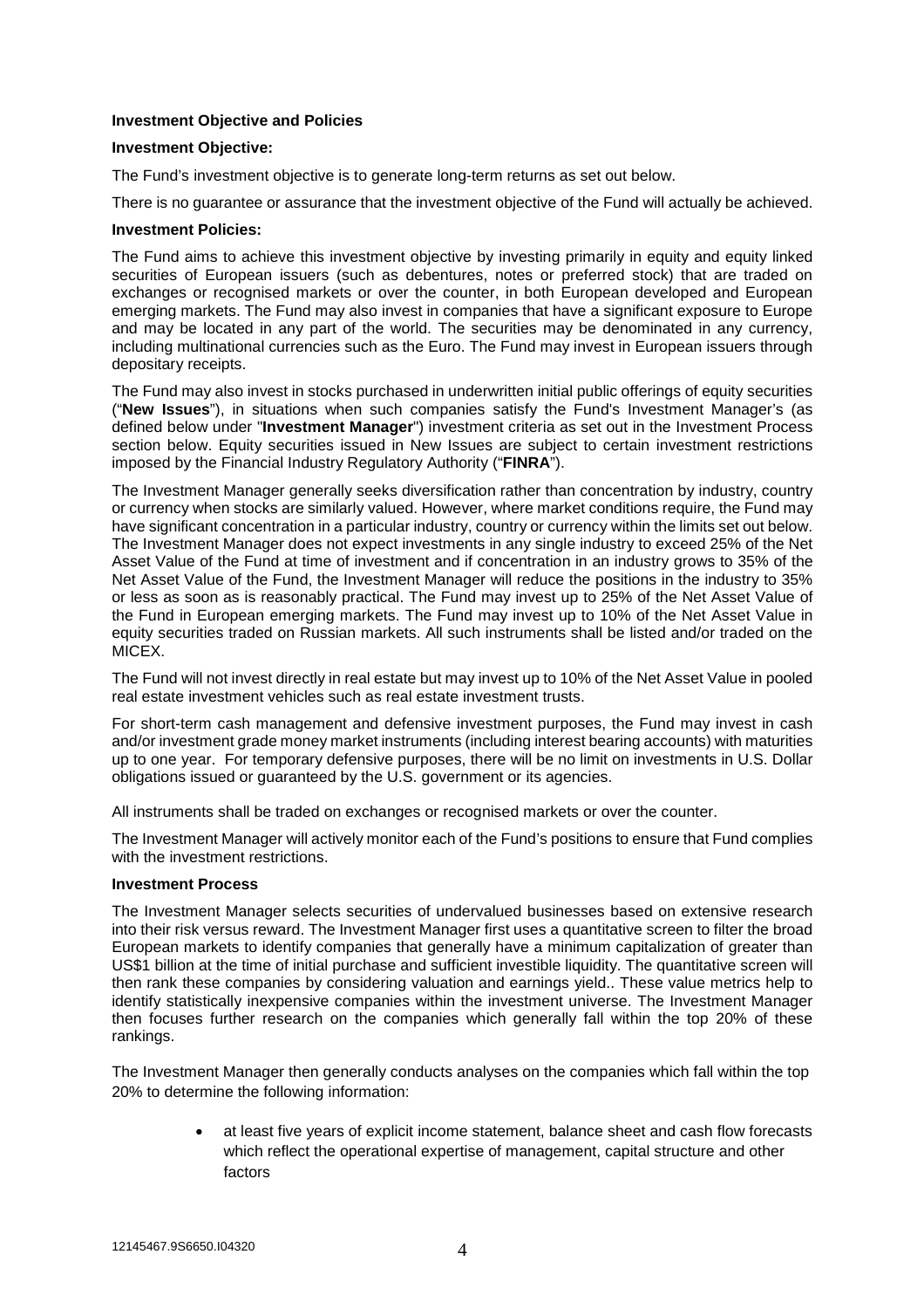**Investment Objective and Policies**

**Investment Objective:**

The Fund's investment objective is to generate long-term returns as set out below.

There is no guarantee or assurance that the investment objective of the Fund will actually be achieved.

**Investment Policies:**

The Fund aims to achieve this investment objective by investing primarily in equity and equity linked securities of European issuers (such as debentures, notes or preferred stock) that are traded on exchanges or recognised markets or over the counter, in both European developed and European emerging markets. The Fund may also invest in companies that have a significant exposure to Europe and may be located in any part of the world. The securities may be denominated in any currency, including multinational currencies such as the Euro. The Fund may invest in European issuers through depositary receipts.

The Fund may also invest in stocks purchased in underwritten initial public offerings of equity securities ("**New Issues**"), in situations when such companies satisfy the Fund's Investment Manager's (as defined below under "**Investment Manager**") investment criteria as set out in the Investment Process section below. Equity securities issued in New Issues are subject to certain investment restrictions imposed by the Financial Industry Regulatory Authority ("**FINRA**").

The Investment Manager generally seeks diversification rather than concentration by industry, country or currency when stocks are similarly valued. However, where market conditions require, the Fund may have significant concentration in a particular industry, country or currency within the limits set out below. The Investment Manager does not expect investments in any single industry to exceed 25% of the Net Asset Value of the Fund at time of investment and if concentration in an industry grows to 35% of the Net Asset Value of the Fund, the Investment Manager will reduce the positions in the industry to 35% or less as soon as is reasonably practical. The Fund may invest up to 25% of the Net Asset Value of the Fund in European emerging markets. The Fund may invest up to 10% of the Net Asset Value in equity securities traded on Russian markets. All such instruments shall be listed and/or traded on the MICEX.

The Fund will not invest directly in real estate but may invest up to 10% of the Net Asset Value in pooled real estate investment vehicles such as real estate investment trusts.

For short-term cash management and defensive investment purposes, the Fund may invest in cash and/or investment grade money market instruments (including interest bearing accounts) with maturities up to one year. For temporary defensive purposes, there will be no limit on investments in U.S. Dollar obligations issued or guaranteed by the U.S. government or its agencies.

All instruments shall be traded on exchanges or recognised markets or over the counter.

The Investment Manager will actively monitor each of the Fund's positions to ensure that Fund complies with the investment restrictions.

**Investment Process**

The Investment Manager selects securities of undervalued businesses based on extensive research into their risk versus reward. The Investment Manager first uses a quantitative screen to filter the broad European markets to identify companies that generally have a minimum capitalization of greater than US$1 billion at the time of initial purchase and sufficient investible liquidity. The quantitative screen will then rank these companies by considering valuation and earnings yield.. These value metrics help to identify statistically inexpensive companies within the investment universe. The Investment Manager then focuses further research on the companies which generally fall within the top 20% of these rankings.

The Investment Manager then generally conducts analyses on the companies which fall within the top 20% to determine the following information:

- at least five years of explicit income statement, balance sheet and cash flow forecasts which reflect the operational expertise of management, capital structure and other factors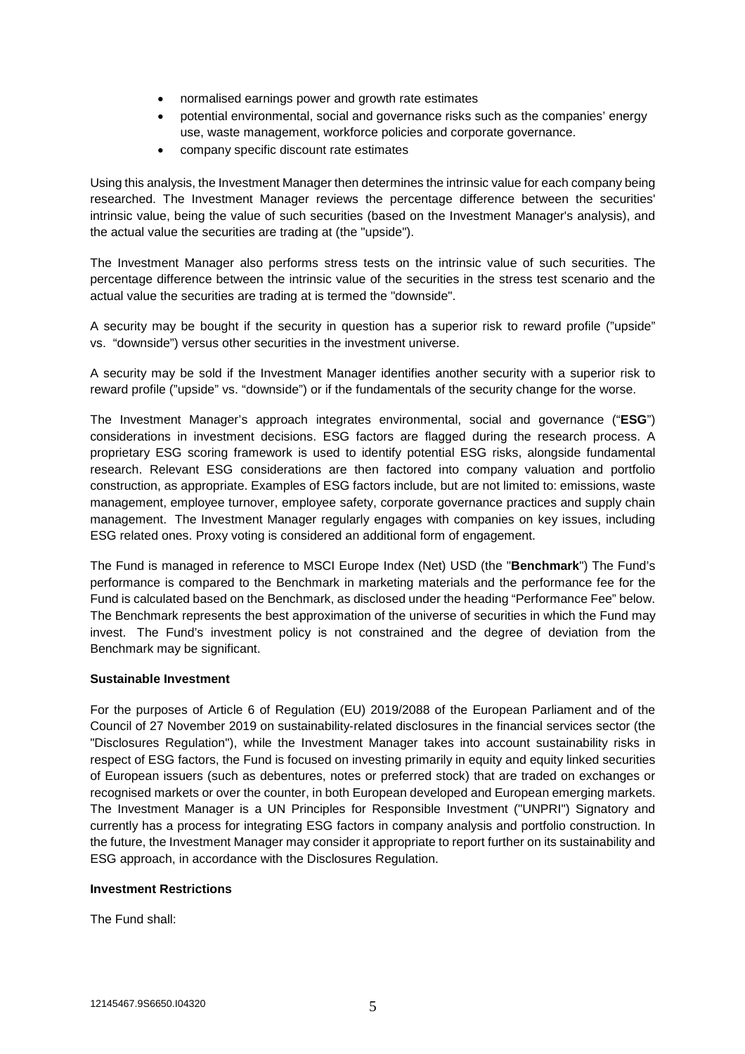- normalised earnings power and growth rate estimates
- potential environmental, social and governance risks such as the companies' energy use, waste management, workforce policies and corporate governance.
- company specific discount rate estimates

Using this analysis, the Investment Manager then determines the intrinsic value for each company being researched. The Investment Manager reviews the percentage difference between the securities' intrinsic value, being the value of such securities (based on the Investment Manager's analysis), and the actual value the securities are trading at (the "upside").

The Investment Manager also performs stress tests on the intrinsic value of such securities. The percentage difference between the intrinsic value of the securities in the stress test scenario and the actual value the securities are trading at is termed the "downside".

A security may be bought if the security in question has a superior risk to reward profile ("upside" vs. "downside") versus other securities in the investment universe.

A security may be sold if the Investment Manager identifies another security with a superior risk to reward profile ("upside" vs. "downside") or if the fundamentals of the security change for the worse.

The Investment Manager's approach integrates environmental, social and governance ("**ESG**") considerations in investment decisions. ESG factors are flagged during the research process. A proprietary ESG scoring framework is used to identify potential ESG risks, alongside fundamental research. Relevant ESG considerations are then factored into company valuation and portfolio construction, as appropriate. Examples of ESG factors include, but are not limited to: emissions, waste management, employee turnover, employee safety, corporate governance practices and supply chain management. The Investment Manager regularly engages with companies on key issues, including ESG related ones. Proxy voting is considered an additional form of engagement.

The Fund is managed in reference to MSCI Europe Index (Net) USD (the "**Benchmark**") The Fund's performance is compared to the Benchmark in marketing materials and the performance fee for the Fund is calculated based on the Benchmark, as disclosed under the heading "Performance Fee" below. The Benchmark represents the best approximation of the universe of securities in which the Fund may invest. The Fund's investment policy is not constrained and the degree of deviation from the Benchmark may be significant.

**Sustainable Investment**

For the purposes of Article 6 of Regulation (EU) 2019/2088 of the European Parliament and of the Council of 27 November 2019 on sustainability-related disclosures in the financial services sector (the "Disclosures Regulation"), while the Investment Manager takes into account sustainability risks in respect of ESG factors, the Fund is focused on investing primarily in equity and equity linked securities of European issuers (such as debentures, notes or preferred stock) that are traded on exchanges or recognised markets or over the counter, in both European developed and European emerging markets. The Investment Manager is a UN Principles for Responsible Investment ("UNPRI") Signatory and currently has a process for integrating ESG factors in company analysis and portfolio construction. In the future, the Investment Manager may consider it appropriate to report further on its sustainability and ESG approach, in accordance with the Disclosures Regulation.

**Investment Restrictions**

The Fund shall: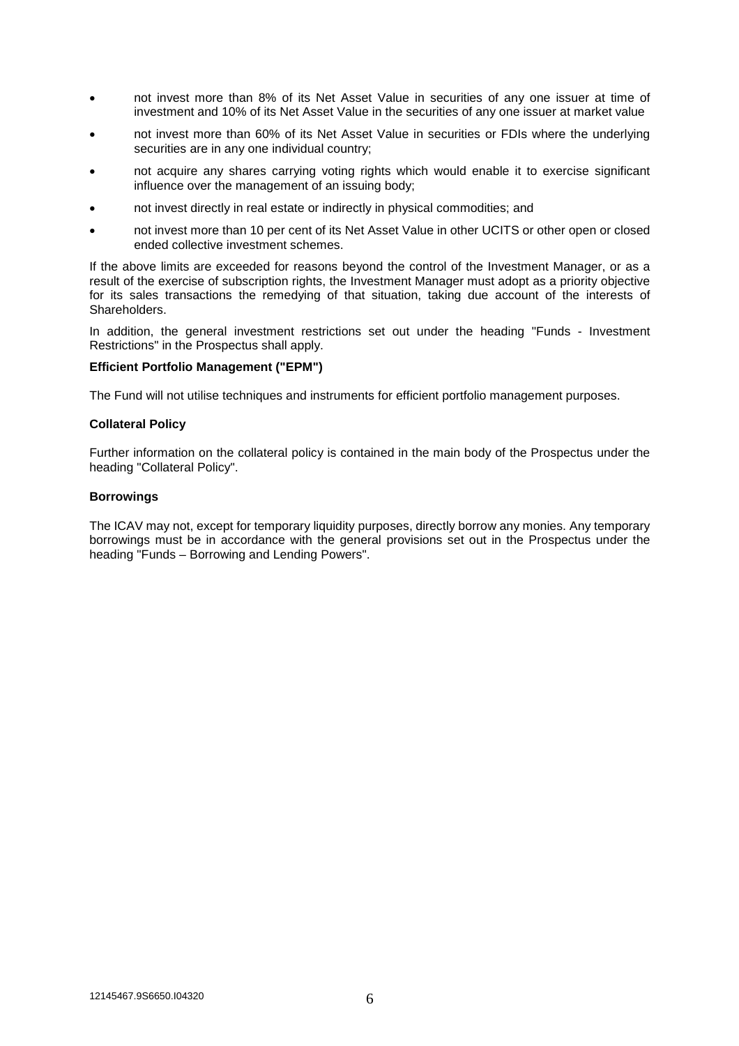- not invest more than 8% of its Net Asset Value in securities of any one issuer at time of investment and 10% of its Net Asset Value in the securities of any one issuer at market value
- not invest more than 60% of its Net Asset Value in securities or FDIs where the underlying securities are in any one individual country;
- not acquire any shares carrying voting rights which would enable it to exercise significant influence over the management of an issuing body;
- not invest directly in real estate or indirectly in physical commodities; and
- not invest more than 10 per cent of its Net Asset Value in other UCITS or other open or closed ended collective investment schemes.

If the above limits are exceeded for reasons beyond the control of the Investment Manager, or as a result of the exercise of subscription rights, the Investment Manager must adopt as a priority objective for its sales transactions the remedying of that situation, taking due account of the interests of Shareholders.

In addition, the general investment restrictions set out under the heading "Funds - Investment Restrictions" in the Prospectus shall apply.

**Efficient Portfolio Management ("EPM")**

The Fund will not utilise techniques and instruments for efficient portfolio management purposes.

**Collateral Policy**

Further information on the collateral policy is contained in the main body of the Prospectus under the heading "Collateral Policy".

**Borrowings**

The ICAV may not, except for temporary liquidity purposes, directly borrow any monies. Any temporary borrowings must be in accordance with the general provisions set out in the Prospectus under the heading "Funds – Borrowing and Lending Powers".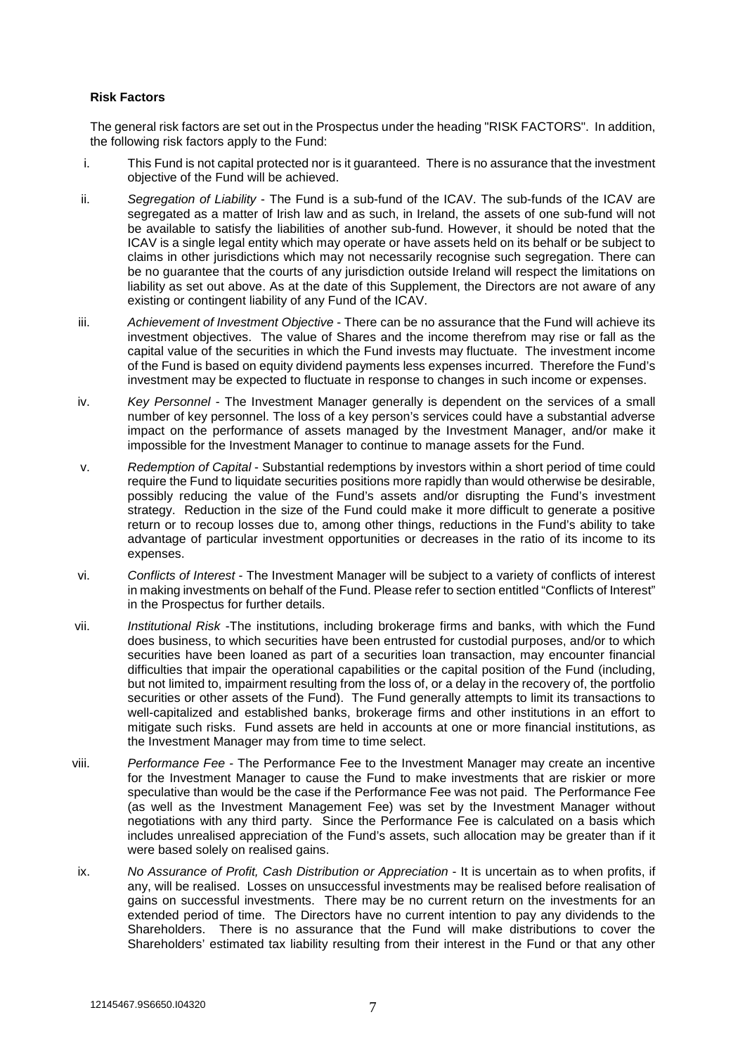**Risk Factors**

The general risk factors are set out in the Prospectus under the heading "RISK FACTORS". In addition, the following risk factors apply to the Fund:

i. This Fund is not capital protected nor is it guaranteed. There is no assurance that the investment objective of the Fund will be achieved.

ii. *Segregation of Liability* - The Fund is a sub-fund of the ICAV. The sub-funds of the ICAV are segregated as a matter of Irish law and as such, in Ireland, the assets of one sub-fund will not be available to satisfy the liabilities of another sub-fund. However, it should be noted that the ICAV is a single legal entity which may operate or have assets held on its behalf or be subject to claims in other jurisdictions which may not necessarily recognise such segregation. There can be no guarantee that the courts of any jurisdiction outside Ireland will respect the limitations on liability as set out above. As at the date of this Supplement, the Directors are not aware of any existing or contingent liability of any Fund of the ICAV.

iii. *Achievement of Investment Objective* - There can be no assurance that the Fund will achieve its investment objectives. The value of Shares and the income therefrom may rise or fall as the capital value of the securities in which the Fund invests may fluctuate. The investment income of the Fund is based on equity dividend payments less expenses incurred. Therefore the Fund's investment may be expected to fluctuate in response to changes in such income or expenses.

iv. *Key Personnel* - The Investment Manager generally is dependent on the services of a small number of key personnel. The loss of a key person's services could have a substantial adverse impact on the performance of assets managed by the Investment Manager, and/or make it impossible for the Investment Manager to continue to manage assets for the Fund.

v. *Redemption of Capital* - Substantial redemptions by investors within a short period of time could require the Fund to liquidate securities positions more rapidly than would otherwise be desirable, possibly reducing the value of the Fund's assets and/or disrupting the Fund's investment strategy. Reduction in the size of the Fund could make it more difficult to generate a positive return or to recoup losses due to, among other things, reductions in the Fund's ability to take advantage of particular investment opportunities or decreases in the ratio of its income to its expenses.

vi. *Conflicts of Interest* - The Investment Manager will be subject to a variety of conflicts of interest in making investments on behalf of the Fund. Please refer to section entitled "Conflicts of Interest" in the Prospectus for further details.

vii. *Institutional Risk* -The institutions, including brokerage firms and banks, with which the Fund does business, to which securities have been entrusted for custodial purposes, and/or to which securities have been loaned as part of a securities loan transaction, may encounter financial difficulties that impair the operational capabilities or the capital position of the Fund (including, but not limited to, impairment resulting from the loss of, or a delay in the recovery of, the portfolio securities or other assets of the Fund). The Fund generally attempts to limit its transactions to well-capitalized and established banks, brokerage firms and other institutions in an effort to mitigate such risks. Fund assets are held in accounts at one or more financial institutions, as the Investment Manager may from time to time select.

viii. *Performance Fee* - The Performance Fee to the Investment Manager may create an incentive for the Investment Manager to cause the Fund to make investments that are riskier or more speculative than would be the case if the Performance Fee was not paid. The Performance Fee (as well as the Investment Management Fee) was set by the Investment Manager without negotiations with any third party. Since the Performance Fee is calculated on a basis which includes unrealised appreciation of the Fund's assets, such allocation may be greater than if it were based solely on realised gains.

ix. *No Assurance of Profit, Cash Distribution or Appreciation* - It is uncertain as to when profits, if any, will be realised. Losses on unsuccessful investments may be realised before realisation of gains on successful investments. There may be no current return on the investments for an extended period of time. The Directors have no current intention to pay any dividends to the Shareholders. There is no assurance that the Fund will make distributions to cover the Shareholders' estimated tax liability resulting from their interest in the Fund or that any other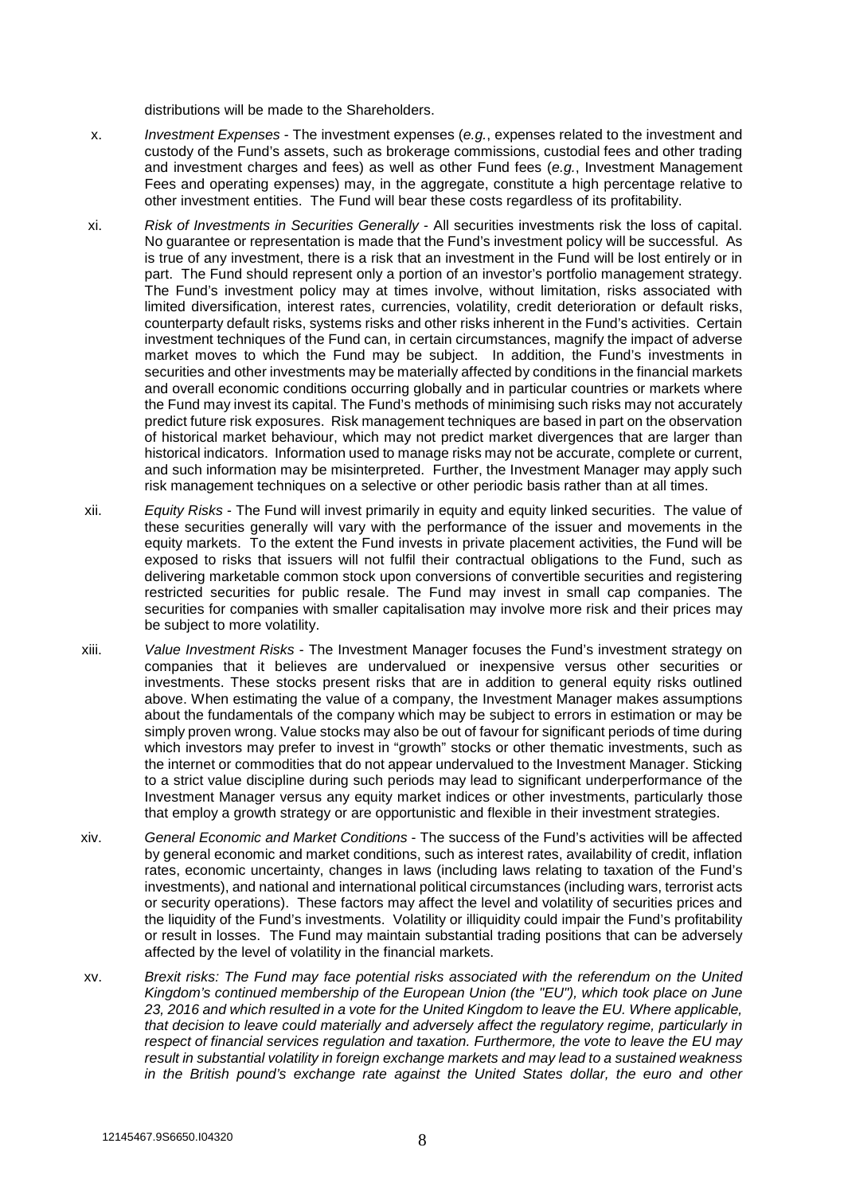distributions will be made to the Shareholders.

x. *Investment Expenses* - The investment expenses (*e.g.*, expenses related to the investment and custody of the Fund's assets, such as brokerage commissions, custodial fees and other trading and investment charges and fees) as well as other Fund fees (*e.g.*, Investment Management Fees and operating expenses) may, in the aggregate, constitute a high percentage relative to other investment entities. The Fund will bear these costs regardless of its profitability.

xi. *Risk of Investments in Securities Generally* - All securities investments risk the loss of capital. No guarantee or representation is made that the Fund's investment policy will be successful. As is true of any investment, there is a risk that an investment in the Fund will be lost entirely or in part. The Fund should represent only a portion of an investor's portfolio management strategy. The Fund's investment policy may at times involve, without limitation, risks associated with limited diversification, interest rates, currencies, volatility, credit deterioration or default risks, counterparty default risks, systems risks and other risks inherent in the Fund's activities. Certain investment techniques of the Fund can, in certain circumstances, magnify the impact of adverse market moves to which the Fund may be subject. In addition, the Fund's investments in securities and other investments may be materially affected by conditions in the financial markets and overall economic conditions occurring globally and in particular countries or markets where the Fund may invest its capital. The Fund's methods of minimising such risks may not accurately predict future risk exposures. Risk management techniques are based in part on the observation of historical market behaviour, which may not predict market divergences that are larger than historical indicators. Information used to manage risks may not be accurate, complete or current, and such information may be misinterpreted. Further, the Investment Manager may apply such risk management techniques on a selective or other periodic basis rather than at all times.

xii. *Equity Risks* - The Fund will invest primarily in equity and equity linked securities. The value of these securities generally will vary with the performance of the issuer and movements in the equity markets. To the extent the Fund invests in private placement activities, the Fund will be exposed to risks that issuers will not fulfil their contractual obligations to the Fund, such as delivering marketable common stock upon conversions of convertible securities and registering restricted securities for public resale. The Fund may invest in small cap companies. The securities for companies with smaller capitalisation may involve more risk and their prices may be subject to more volatility.

xiii. *Value Investment Risks* - The Investment Manager focuses the Fund's investment strategy on companies that it believes are undervalued or inexpensive versus other securities or investments. These stocks present risks that are in addition to general equity risks outlined above. When estimating the value of a company, the Investment Manager makes assumptions about the fundamentals of the company which may be subject to errors in estimation or may be simply proven wrong. Value stocks may also be out of favour for significant periods of time during which investors may prefer to invest in "growth" stocks or other thematic investments, such as the internet or commodities that do not appear undervalued to the Investment Manager. Sticking to a strict value discipline during such periods may lead to significant underperformance of the Investment Manager versus any equity market indices or other investments, particularly those that employ a growth strategy or are opportunistic and flexible in their investment strategies.

xiv. *General Economic and Market Conditions* - The success of the Fund's activities will be affected by general economic and market conditions, such as interest rates, availability of credit, inflation rates, economic uncertainty, changes in laws (including laws relating to taxation of the Fund's investments), and national and international political circumstances (including wars, terrorist acts or security operations). These factors may affect the level and volatility of securities prices and the liquidity of the Fund's investments. Volatility or illiquidity could impair the Fund's profitability or result in losses. The Fund may maintain substantial trading positions that can be adversely affected by the level of volatility in the financial markets.

xv. *Brexit risks: The Fund may face potential risks associated with the referendum on the United Kingdom's continued membership of the European Union (the "EU"), which took place on June 23, 2016 and which resulted in a vote for the United Kingdom to leave the EU. Where applicable, that decision to leave could materially and adversely affect the regulatory regime, particularly in respect of financial services regulation and taxation. Furthermore, the vote to leave the EU may result in substantial volatility in foreign exchange markets and may lead to a sustained weakness in the British pound's exchange rate against the United States dollar, the euro and other*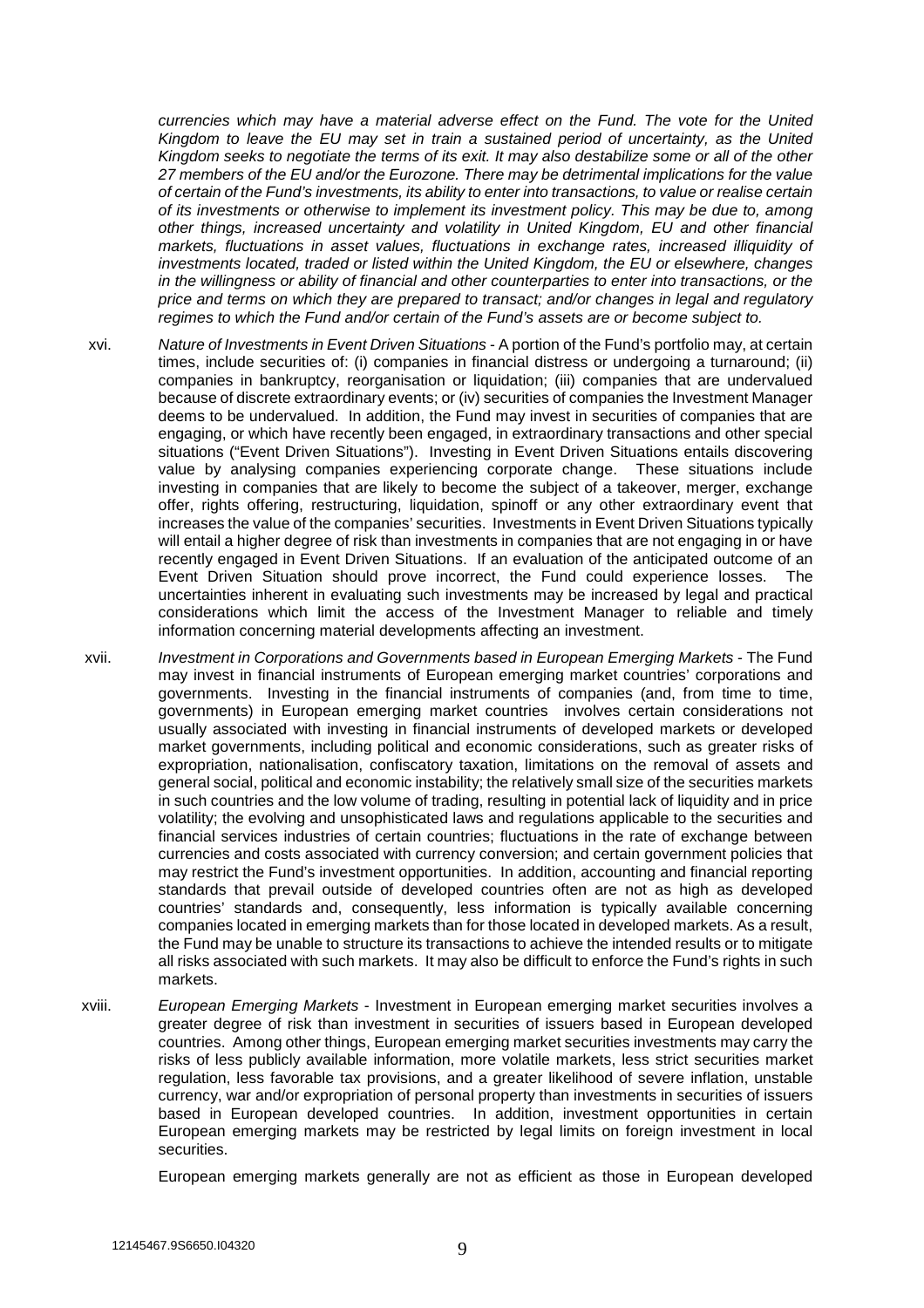*currencies which may have a material adverse effect on the Fund. The vote for the United Kingdom to leave the EU may set in train a sustained period of uncertainty, as the United Kingdom seeks to negotiate the terms of its exit. It may also destabilize some or all of the other 27 members of the EU and/or the Eurozone. There may be detrimental implications for the value of certain of the Fund's investments, its ability to enter into transactions, to value or realise certain of its investments or otherwise to implement its investment policy. This may be due to, among other things, increased uncertainty and volatility in United Kingdom, EU and other financial markets, fluctuations in asset values, fluctuations in exchange rates, increased illiquidity of investments located, traded or listed within the United Kingdom, the EU or elsewhere, changes in the willingness or ability of financial and other counterparties to enter into transactions, or the price and terms on which they are prepared to transact; and/or changes in legal and regulatory regimes to which the Fund and/or certain of the Fund's assets are or become subject to.*

xvi. *Nature of Investments in Event Driven Situations* - A portion of the Fund's portfolio may, at certain times, include securities of: (i) companies in financial distress or undergoing a turnaround; (ii) companies in bankruptcy, reorganisation or liquidation; (iii) companies that are undervalued because of discrete extraordinary events; or (iv) securities of companies the Investment Manager deems to be undervalued. In addition, the Fund may invest in securities of companies that are engaging, or which have recently been engaged, in extraordinary transactions and other special situations ("Event Driven Situations"). Investing in Event Driven Situations entails discovering value by analysing companies experiencing corporate change. These situations include investing in companies that are likely to become the subject of a takeover, merger, exchange offer, rights offering, restructuring, liquidation, spinoff or any other extraordinary event that increases the value of the companies' securities. Investments in Event Driven Situations typically will entail a higher degree of risk than investments in companies that are not engaging in or have recently engaged in Event Driven Situations. If an evaluation of the anticipated outcome of an Event Driven Situation should prove incorrect, the Fund could experience losses. The uncertainties inherent in evaluating such investments may be increased by legal and practical considerations which limit the access of the Investment Manager to reliable and timely information concerning material developments affecting an investment.

xvii. *Investment in Corporations and Governments based in European Emerging Markets* - The Fund may invest in financial instruments of European emerging market countries' corporations and governments. Investing in the financial instruments of companies (and, from time to time, governments) in European emerging market countries involves certain considerations not usually associated with investing in financial instruments of developed markets or developed market governments, including political and economic considerations, such as greater risks of expropriation, nationalisation, confiscatory taxation, limitations on the removal of assets and general social, political and economic instability; the relatively small size of the securities markets in such countries and the low volume of trading, resulting in potential lack of liquidity and in price volatility; the evolving and unsophisticated laws and regulations applicable to the securities and financial services industries of certain countries; fluctuations in the rate of exchange between currencies and costs associated with currency conversion; and certain government policies that may restrict the Fund's investment opportunities. In addition, accounting and financial reporting standards that prevail outside of developed countries often are not as high as developed countries' standards and, consequently, less information is typically available concerning companies located in emerging markets than for those located in developed markets. As a result, the Fund may be unable to structure its transactions to achieve the intended results or to mitigate all risks associated with such markets. It may also be difficult to enforce the Fund's rights in such markets.

xviii. *European Emerging Markets* - Investment in European emerging market securities involves a greater degree of risk than investment in securities of issuers based in European developed countries. Among other things, European emerging market securities investments may carry the risks of less publicly available information, more volatile markets, less strict securities market regulation, less favorable tax provisions, and a greater likelihood of severe inflation, unstable currency, war and/or expropriation of personal property than investments in securities of issuers based in European developed countries. In addition, investment opportunities in certain European emerging markets may be restricted by legal limits on foreign investment in local securities.

European emerging markets generally are not as efficient as those in European developed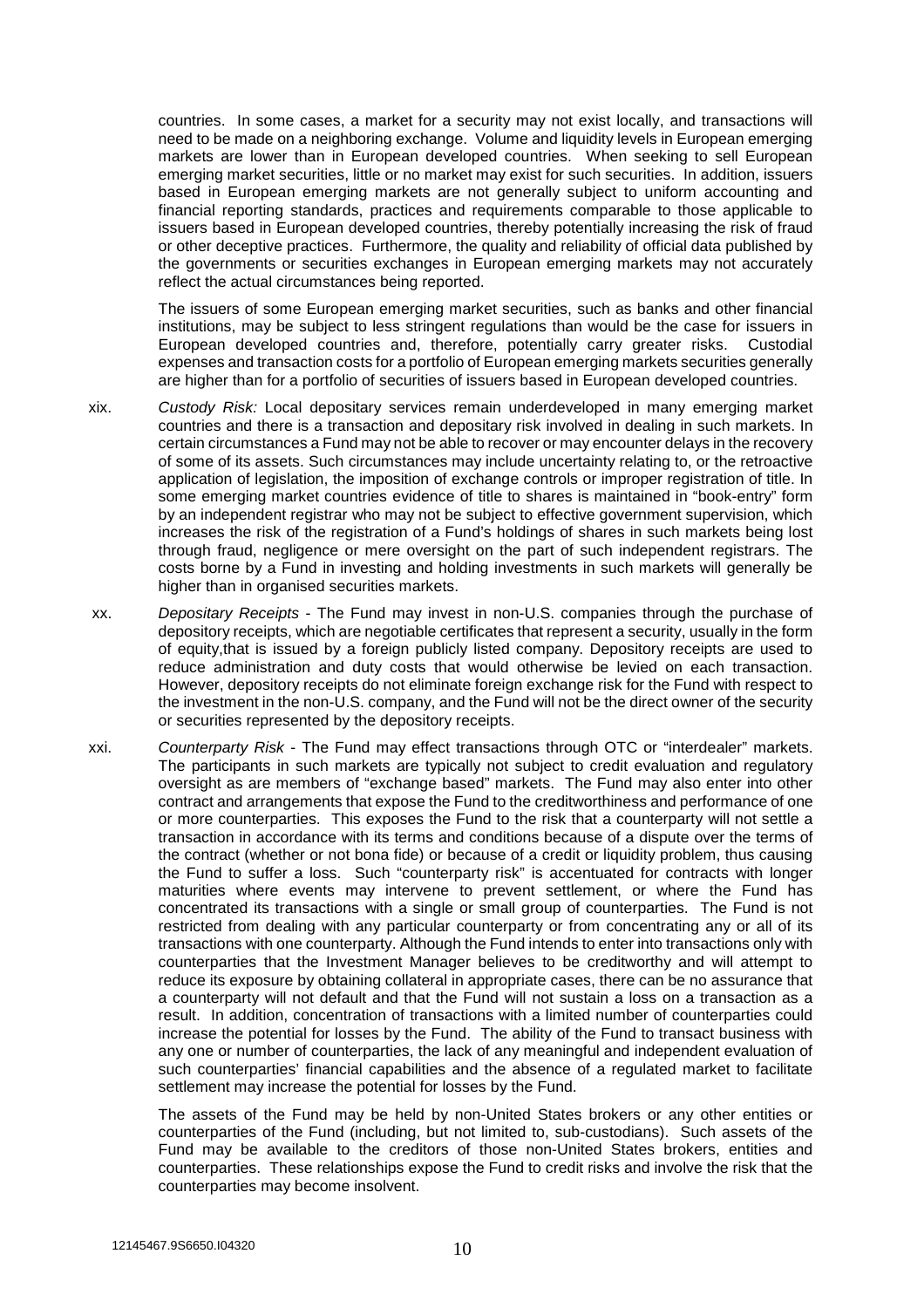countries. In some cases, a market for a security may not exist locally, and transactions will need to be made on a neighboring exchange. Volume and liquidity levels in European emerging markets are lower than in European developed countries. When seeking to sell European emerging market securities, little or no market may exist for such securities. In addition, issuers based in European emerging markets are not generally subject to uniform accounting and financial reporting standards, practices and requirements comparable to those applicable to issuers based in European developed countries, thereby potentially increasing the risk of fraud or other deceptive practices. Furthermore, the quality and reliability of official data published by the governments or securities exchanges in European emerging markets may not accurately reflect the actual circumstances being reported.

The issuers of some European emerging market securities, such as banks and other financial institutions, may be subject to less stringent regulations than would be the case for issuers in European developed countries and, therefore, potentially carry greater risks. Custodial expenses and transaction costs for a portfolio of European emerging markets securities generally are higher than for a portfolio of securities of issuers based in European developed countries.

xix. *Custody Risk:* Local depositary services remain underdeveloped in many emerging market countries and there is a transaction and depositary risk involved in dealing in such markets. In certain circumstances a Fund may not be able to recover or may encounter delays in the recovery of some of its assets. Such circumstances may include uncertainty relating to, or the retroactive application of legislation, the imposition of exchange controls or improper registration of title. In some emerging market countries evidence of title to shares is maintained in "book-entry" form by an independent registrar who may not be subject to effective government supervision, which increases the risk of the registration of a Fund's holdings of shares in such markets being lost through fraud, negligence or mere oversight on the part of such independent registrars. The costs borne by a Fund in investing and holding investments in such markets will generally be higher than in organised securities markets.

xx. *Depositary Receipts* - The Fund may invest in non-U.S. companies through the purchase of depository receipts, which are negotiable certificates that represent a security, usually in the form of equity,that is issued by a foreign publicly listed company. Depository receipts are used to reduce administration and duty costs that would otherwise be levied on each transaction. However, depository receipts do not eliminate foreign exchange risk for the Fund with respect to the investment in the non-U.S. company, and the Fund will not be the direct owner of the security or securities represented by the depository receipts.

xxi. *Counterparty Risk* - The Fund may effect transactions through OTC or "interdealer" markets. The participants in such markets are typically not subject to credit evaluation and regulatory oversight as are members of "exchange based" markets. The Fund may also enter into other contract and arrangements that expose the Fund to the creditworthiness and performance of one or more counterparties. This exposes the Fund to the risk that a counterparty will not settle a transaction in accordance with its terms and conditions because of a dispute over the terms of the contract (whether or not bona fide) or because of a credit or liquidity problem, thus causing the Fund to suffer a loss. Such "counterparty risk" is accentuated for contracts with longer maturities where events may intervene to prevent settlement, or where the Fund has concentrated its transactions with a single or small group of counterparties. The Fund is not restricted from dealing with any particular counterparty or from concentrating any or all of its transactions with one counterparty. Although the Fund intends to enter into transactions only with counterparties that the Investment Manager believes to be creditworthy and will attempt to reduce its exposure by obtaining collateral in appropriate cases, there can be no assurance that a counterparty will not default and that the Fund will not sustain a loss on a transaction as a result. In addition, concentration of transactions with a limited number of counterparties could increase the potential for losses by the Fund. The ability of the Fund to transact business with any one or number of counterparties, the lack of any meaningful and independent evaluation of such counterparties' financial capabilities and the absence of a regulated market to facilitate settlement may increase the potential for losses by the Fund.

The assets of the Fund may be held by non-United States brokers or any other entities or counterparties of the Fund (including, but not limited to, sub-custodians). Such assets of the Fund may be available to the creditors of those non-United States brokers, entities and counterparties. These relationships expose the Fund to credit risks and involve the risk that the counterparties may become insolvent.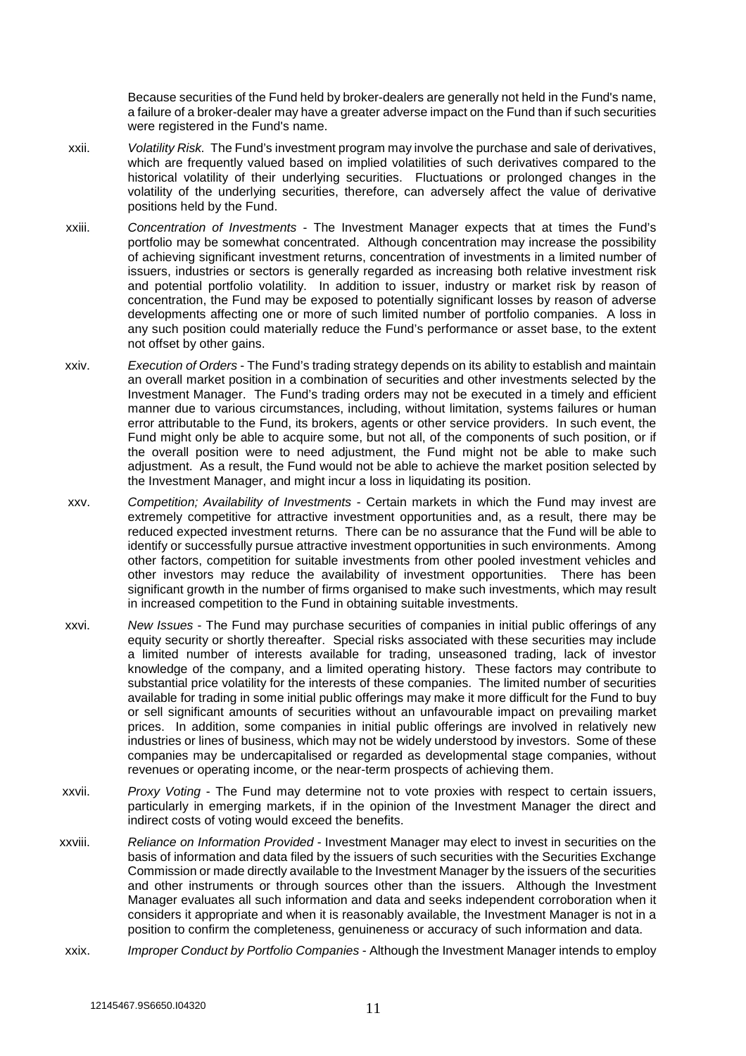Because securities of the Fund held by broker-dealers are generally not held in the Fund's name, a failure of a broker-dealer may have a greater adverse impact on the Fund than if such securities were registered in the Fund's name.

xxii. *Volatility Risk.* The Fund's investment program may involve the purchase and sale of derivatives, which are frequently valued based on implied volatilities of such derivatives compared to the historical volatility of their underlying securities. Fluctuations or prolonged changes in the volatility of the underlying securities, therefore, can adversely affect the value of derivative positions held by the Fund.

xxiii. *Concentration of Investments* - The Investment Manager expects that at times the Fund's portfolio may be somewhat concentrated. Although concentration may increase the possibility of achieving significant investment returns, concentration of investments in a limited number of issuers, industries or sectors is generally regarded as increasing both relative investment risk and potential portfolio volatility. In addition to issuer, industry or market risk by reason of concentration, the Fund may be exposed to potentially significant losses by reason of adverse developments affecting one or more of such limited number of portfolio companies. A loss in any such position could materially reduce the Fund's performance or asset base, to the extent not offset by other gains.

xxiv. *Execution of Orders* - The Fund's trading strategy depends on its ability to establish and maintain an overall market position in a combination of securities and other investments selected by the Investment Manager. The Fund's trading orders may not be executed in a timely and efficient manner due to various circumstances, including, without limitation, systems failures or human error attributable to the Fund, its brokers, agents or other service providers. In such event, the Fund might only be able to acquire some, but not all, of the components of such position, or if the overall position were to need adjustment, the Fund might not be able to make such adjustment. As a result, the Fund would not be able to achieve the market position selected by the Investment Manager, and might incur a loss in liquidating its position.

xxv. *Competition; Availability of Investments* - Certain markets in which the Fund may invest are extremely competitive for attractive investment opportunities and, as a result, there may be reduced expected investment returns. There can be no assurance that the Fund will be able to identify or successfully pursue attractive investment opportunities in such environments. Among other factors, competition for suitable investments from other pooled investment vehicles and other investors may reduce the availability of investment opportunities. There has been significant growth in the number of firms organised to make such investments, which may result in increased competition to the Fund in obtaining suitable investments.

xxvi. *New Issues* - The Fund may purchase securities of companies in initial public offerings of any equity security or shortly thereafter. Special risks associated with these securities may include a limited number of interests available for trading, unseasoned trading, lack of investor knowledge of the company, and a limited operating history. These factors may contribute to substantial price volatility for the interests of these companies. The limited number of securities available for trading in some initial public offerings may make it more difficult for the Fund to buy or sell significant amounts of securities without an unfavourable impact on prevailing market prices. In addition, some companies in initial public offerings are involved in relatively new industries or lines of business, which may not be widely understood by investors. Some of these companies may be undercapitalised or regarded as developmental stage companies, without revenues or operating income, or the near-term prospects of achieving them.

xxvii. *Proxy Voting* - The Fund may determine not to vote proxies with respect to certain issuers, particularly in emerging markets, if in the opinion of the Investment Manager the direct and indirect costs of voting would exceed the benefits.

xxviii. *Reliance on Information Provided* - Investment Manager may elect to invest in securities on the basis of information and data filed by the issuers of such securities with the Securities Exchange Commission or made directly available to the Investment Manager by the issuers of the securities and other instruments or through sources other than the issuers. Although the Investment Manager evaluates all such information and data and seeks independent corroboration when it considers it appropriate and when it is reasonably available, the Investment Manager is not in a position to confirm the completeness, genuineness or accuracy of such information and data.

xxix. *Improper Conduct by Portfolio Companies* - Although the Investment Manager intends to employ

12145467.9S6650.I04320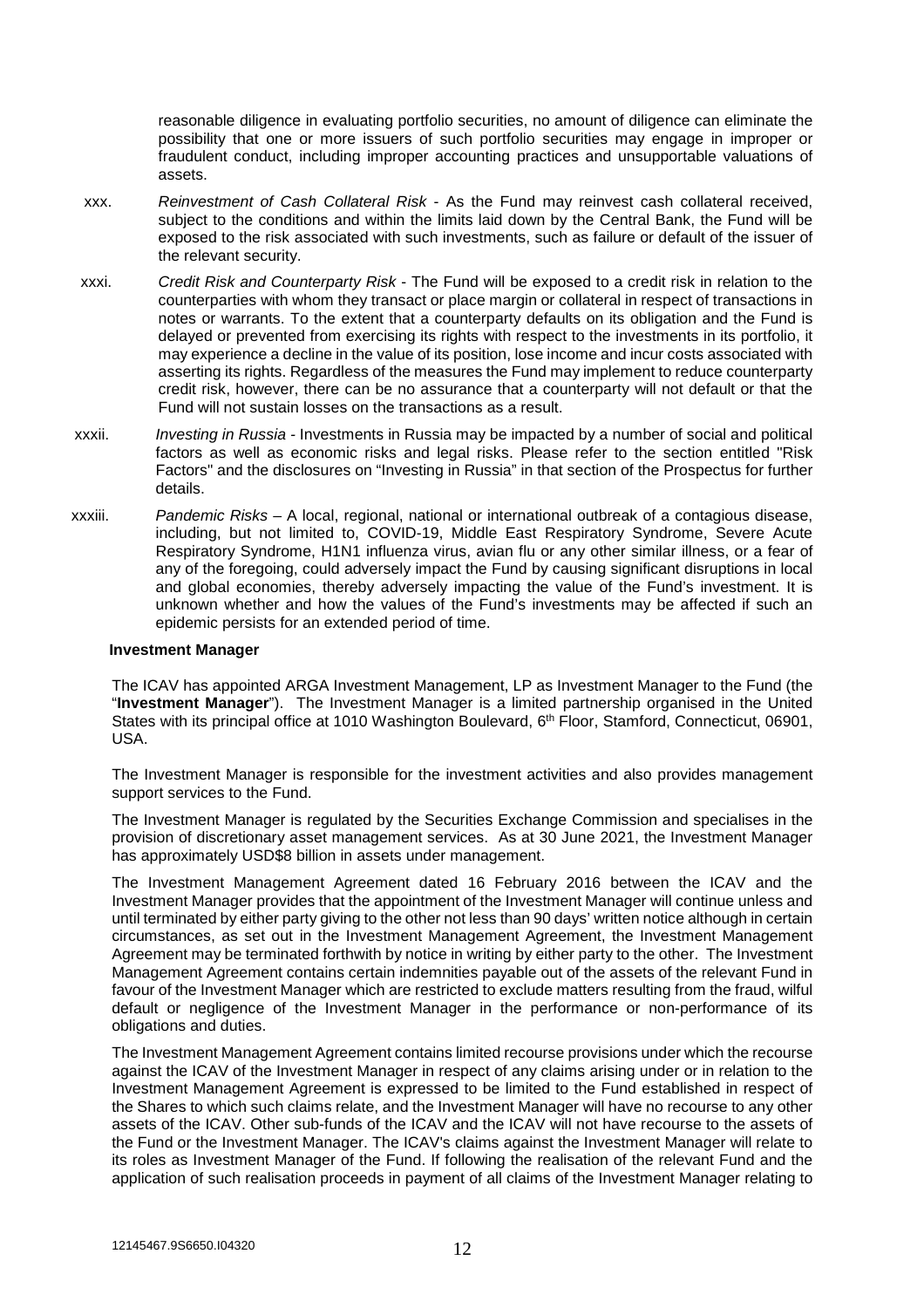reasonable diligence in evaluating portfolio securities, no amount of diligence can eliminate the possibility that one or more issuers of such portfolio securities may engage in improper or fraudulent conduct, including improper accounting practices and unsupportable valuations of assets.

xxx. *Reinvestment of Cash Collateral Risk* - As the Fund may reinvest cash collateral received, subject to the conditions and within the limits laid down by the Central Bank, the Fund will be exposed to the risk associated with such investments, such as failure or default of the issuer of the relevant security.

xxxi. *Credit Risk and Counterparty Risk* - The Fund will be exposed to a credit risk in relation to the counterparties with whom they transact or place margin or collateral in respect of transactions in notes or warrants. To the extent that a counterparty defaults on its obligation and the Fund is delayed or prevented from exercising its rights with respect to the investments in its portfolio, it may experience a decline in the value of its position, lose income and incur costs associated with asserting its rights. Regardless of the measures the Fund may implement to reduce counterparty credit risk, however, there can be no assurance that a counterparty will not default or that the Fund will not sustain losses on the transactions as a result.

xxxii. *Investing in Russia* - Investments in Russia may be impacted by a number of social and political factors as well as economic risks and legal risks. Please refer to the section entitled "Risk Factors" and the disclosures on "Investing in Russia" in that section of the Prospectus for further details.

xxxiii. *Pandemic Risks* – A local, regional, national or international outbreak of a contagious disease, including, but not limited to, COVID-19, Middle East Respiratory Syndrome, Severe Acute Respiratory Syndrome, H1N1 influenza virus, avian flu or any other similar illness, or a fear of any of the foregoing, could adversely impact the Fund by causing significant disruptions in local and global economies, thereby adversely impacting the value of the Fund's investment. It is unknown whether and how the values of the Fund's investments may be affected if such an epidemic persists for an extended period of time.

**Investment Manager**

The ICAV has appointed ARGA Investment Management, LP as Investment Manager to the Fund (the "**Investment Manager**"). The Investment Manager is a limited partnership organised in the United States with its principal office at 1010 Washington Boulevard, 6th Floor, Stamford, Connecticut, 06901, USA.

The Investment Manager is responsible for the investment activities and also provides management support services to the Fund.

The Investment Manager is regulated by the Securities Exchange Commission and specialises in the provision of discretionary asset management services. As at 30 June 2021, the Investment Manager has approximately USD$8 billion in assets under management.

The Investment Management Agreement dated 16 February 2016 between the ICAV and the Investment Manager provides that the appointment of the Investment Manager will continue unless and until terminated by either party giving to the other not less than 90 days' written notice although in certain circumstances, as set out in the Investment Management Agreement, the Investment Management Agreement may be terminated forthwith by notice in writing by either party to the other. The Investment Management Agreement contains certain indemnities payable out of the assets of the relevant Fund in favour of the Investment Manager which are restricted to exclude matters resulting from the fraud, wilful default or negligence of the Investment Manager in the performance or non-performance of its obligations and duties.

The Investment Management Agreement contains limited recourse provisions under which the recourse against the ICAV of the Investment Manager in respect of any claims arising under or in relation to the Investment Management Agreement is expressed to be limited to the Fund established in respect of the Shares to which such claims relate, and the Investment Manager will have no recourse to any other assets of the ICAV. Other sub-funds of the ICAV and the ICAV will not have recourse to the assets of the Fund or the Investment Manager. The ICAV's claims against the Investment Manager will relate to its roles as Investment Manager of the Fund. If following the realisation of the relevant Fund and the application of such realisation proceeds in payment of all claims of the Investment Manager relating to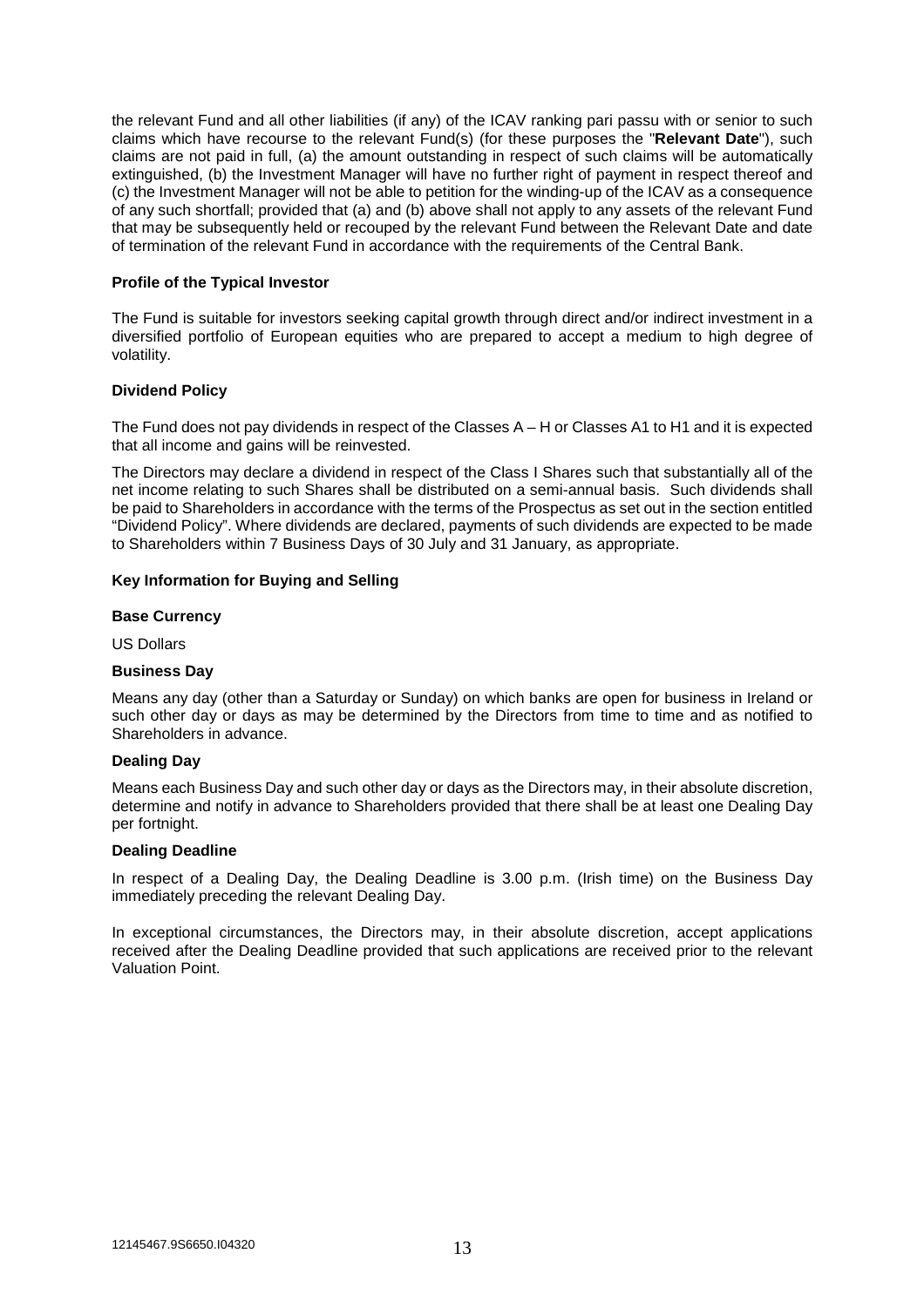the relevant Fund and all other liabilities (if any) of the ICAV ranking pari passu with or senior to such claims which have recourse to the relevant Fund(s) (for these purposes the "**Relevant Date**"), such claims are not paid in full, (a) the amount outstanding in respect of such claims will be automatically extinguished, (b) the Investment Manager will have no further right of payment in respect thereof and (c) the Investment Manager will not be able to petition for the winding-up of the ICAV as a consequence of any such shortfall; provided that (a) and (b) above shall not apply to any assets of the relevant Fund that may be subsequently held or recouped by the relevant Fund between the Relevant Date and date of termination of the relevant Fund in accordance with the requirements of the Central Bank.

**Profile of the Typical Investor**

The Fund is suitable for investors seeking capital growth through direct and/or indirect investment in a diversified portfolio of European equities who are prepared to accept a medium to high degree of volatility.

**Dividend Policy**

The Fund does not pay dividends in respect of the Classes A – H or Classes A1 to H1 and it is expected that all income and gains will be reinvested.

The Directors may declare a dividend in respect of the Class I Shares such that substantially all of the net income relating to such Shares shall be distributed on a semi-annual basis. Such dividends shall be paid to Shareholders in accordance with the terms of the Prospectus as set out in the section entitled "Dividend Policy". Where dividends are declared, payments of such dividends are expected to be made to Shareholders within 7 Business Days of 30 July and 31 January, as appropriate.

**Key Information for Buying and Selling**

**Base Currency**

US Dollars

**Business Day**

Means any day (other than a Saturday or Sunday) on which banks are open for business in Ireland or such other day or days as may be determined by the Directors from time to time and as notified to Shareholders in advance.

**Dealing Day**

Means each Business Day and such other day or days as the Directors may, in their absolute discretion, determine and notify in advance to Shareholders provided that there shall be at least one Dealing Day per fortnight.

**Dealing Deadline**

In respect of a Dealing Day, the Dealing Deadline is 3.00 p.m. (Irish time) on the Business Day immediately preceding the relevant Dealing Day.

In exceptional circumstances, the Directors may, in their absolute discretion, accept applications received after the Dealing Deadline provided that such applications are received prior to the relevant Valuation Point.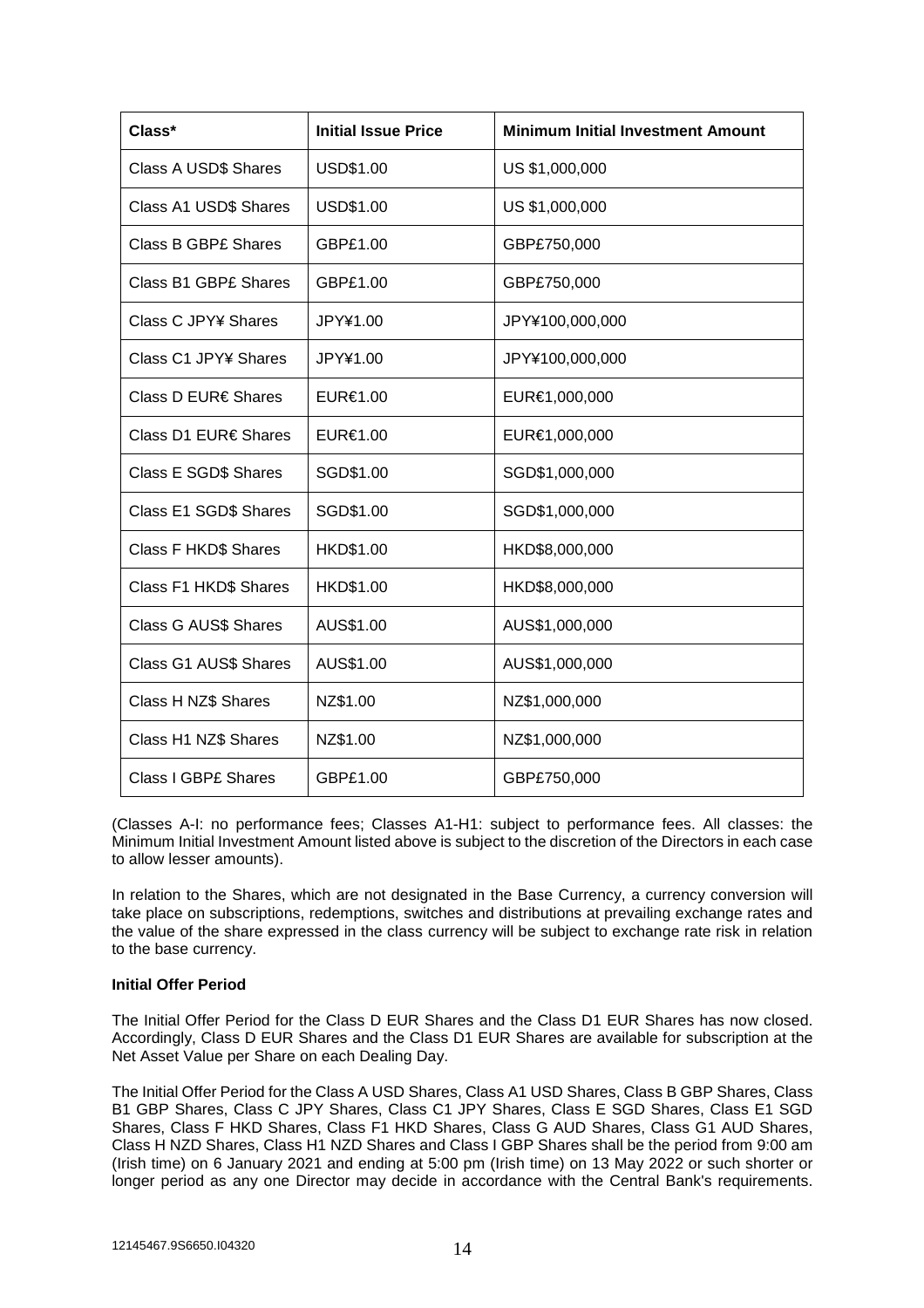| Class* | Initial Issue Price | Minimum Initial Investment Amount |
|---|---|---|
| Class A USD$ Shares | USD$1.00 | US $1,000,000 |
| Class A1 USD$ Shares | USD$1.00 | US $1,000,000 |
| Class B GBP£ Shares | GBP£1.00 | GBP£750,000 |
| Class B1 GBP£ Shares | GBP£1.00 | GBP£750,000 |
| Class C JPY¥ Shares | JPY¥1.00 | JPY¥100,000,000 |
| Class C1 JPY¥ Shares | JPY¥1.00 | JPY¥100,000,000 |
| Class D EUR€ Shares | EUR€1.00 | EUR€1,000,000 |
| Class D1 EUR€ Shares | EUR€1.00 | EUR€1,000,000 |
| Class E SGD$ Shares | SGD$1.00 | SGD$1,000,000 |
| Class E1 SGD$ Shares | SGD$1.00 | SGD$1,000,000 |
| Class F HKD$ Shares | HKD$1.00 | HKD$8,000,000 |
| Class F1 HKD$ Shares | HKD$1.00 | HKD$8,000,000 |
| Class G AUS$ Shares | AUS$1.00 | AUS$1,000,000 |
| Class G1 AUS$ Shares | AUS$1.00 | AUS$1,000,000 |
| Class H NZ$ Shares | NZ$1.00 | NZ$1,000,000 |
| Class H1 NZ$ Shares | NZ$1.00 | NZ$1,000,000 |
| Class I GBP£ Shares | GBP£1.00 | GBP£750,000 |

(Classes A-I: no performance fees; Classes A1-H1: subject to performance fees. All classes: the Minimum Initial Investment Amount listed above is subject to the discretion of the Directors in each case to allow lesser amounts).

In relation to the Shares, which are not designated in the Base Currency, a currency conversion will take place on subscriptions, redemptions, switches and distributions at prevailing exchange rates and the value of the share expressed in the class currency will be subject to exchange rate risk in relation to the base currency.

**Initial Offer Period**

The Initial Offer Period for the Class D EUR Shares and the Class D1 EUR Shares has now closed. Accordingly, Class D EUR Shares and the Class D1 EUR Shares are available for subscription at the Net Asset Value per Share on each Dealing Day.

The Initial Offer Period for the Class A USD Shares, Class A1 USD Shares, Class B GBP Shares, Class B1 GBP Shares, Class C JPY Shares, Class C1 JPY Shares, Class E SGD Shares, Class E1 SGD Shares, Class F HKD Shares, Class F1 HKD Shares, Class G AUD Shares, Class G1 AUD Shares, Class H NZD Shares, Class H1 NZD Shares and Class I GBP Shares shall be the period from 9:00 am (Irish time) on 6 January 2021 and ending at 5:00 pm (Irish time) on 13 May 2022 or such shorter or longer period as any one Director may decide in accordance with the Central Bank's requirements.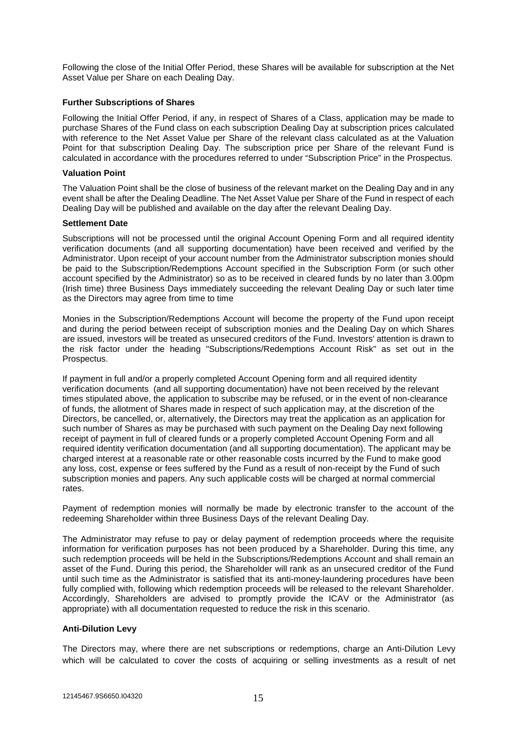Following the close of the Initial Offer Period, these Shares will be available for subscription at the Net Asset Value per Share on each Dealing Day.

**Further Subscriptions of Shares**

Following the Initial Offer Period, if any, in respect of Shares of a Class, application may be made to purchase Shares of the Fund class on each subscription Dealing Day at subscription prices calculated with reference to the Net Asset Value per Share of the relevant class calculated as at the Valuation Point for that subscription Dealing Day. The subscription price per Share of the relevant Fund is calculated in accordance with the procedures referred to under "Subscription Price" in the Prospectus.

**Valuation Point**

The Valuation Point shall be the close of business of the relevant market on the Dealing Day and in any event shall be after the Dealing Deadline. The Net Asset Value per Share of the Fund in respect of each Dealing Day will be published and available on the day after the relevant Dealing Day.

**Settlement Date**

Subscriptions will not be processed until the original Account Opening Form and all required identity verification documents (and all supporting documentation) have been received and verified by the Administrator. Upon receipt of your account number from the Administrator subscription monies should be paid to the Subscription/Redemptions Account specified in the Subscription Form (or such other account specified by the Administrator) so as to be received in cleared funds by no later than 3.00pm (Irish time) three Business Days immediately succeeding the relevant Dealing Day or such later time as the Directors may agree from time to time

Monies in the Subscription/Redemptions Account will become the property of the Fund upon receipt and during the period between receipt of subscription monies and the Dealing Day on which Shares are issued, investors will be treated as unsecured creditors of the Fund. Investors' attention is drawn to the risk factor under the heading "Subscriptions/Redemptions Account Risk" as set out in the Prospectus.

If payment in full and/or a properly completed Account Opening form and all required identity verification documents (and all supporting documentation) have not been received by the relevant times stipulated above, the application to subscribe may be refused, or in the event of non-clearance of funds, the allotment of Shares made in respect of such application may, at the discretion of the Directors, be cancelled, or, alternatively, the Directors may treat the application as an application for such number of Shares as may be purchased with such payment on the Dealing Day next following receipt of payment in full of cleared funds or a properly completed Account Opening Form and all required identity verification documentation (and all supporting documentation). The applicant may be charged interest at a reasonable rate or other reasonable costs incurred by the Fund to make good any loss, cost, expense or fees suffered by the Fund as a result of non-receipt by the Fund of such subscription monies and papers. Any such applicable costs will be charged at normal commercial rates.

Payment of redemption monies will normally be made by electronic transfer to the account of the redeeming Shareholder within three Business Days of the relevant Dealing Day.

The Administrator may refuse to pay or delay payment of redemption proceeds where the requisite information for verification purposes has not been produced by a Shareholder. During this time, any such redemption proceeds will be held in the Subscriptions/Redemptions Account and shall remain an asset of the Fund. During this period, the Shareholder will rank as an unsecured creditor of the Fund until such time as the Administrator is satisfied that its anti-money-laundering procedures have been fully complied with, following which redemption proceeds will be released to the relevant Shareholder. Accordingly, Shareholders are advised to promptly provide the ICAV or the Administrator (as appropriate) with all documentation requested to reduce the risk in this scenario.

**Anti-Dilution Levy**

The Directors may, where there are net subscriptions or redemptions, charge an Anti-Dilution Levy which will be calculated to cover the costs of acquiring or selling investments as a result of net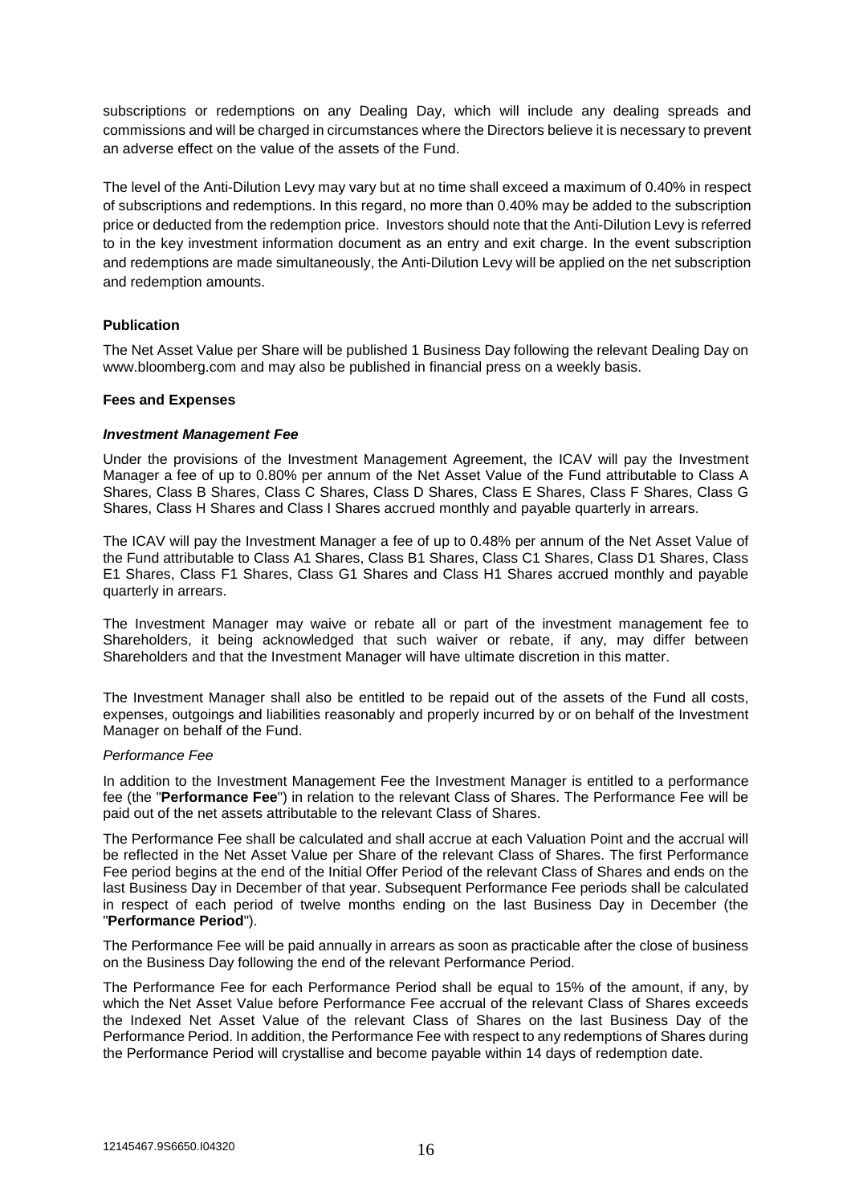subscriptions or redemptions on any Dealing Day, which will include any dealing spreads and commissions and will be charged in circumstances where the Directors believe it is necessary to prevent an adverse effect on the value of the assets of the Fund.

The level of the Anti-Dilution Levy may vary but at no time shall exceed a maximum of 0.40% in respect of subscriptions and redemptions. In this regard, no more than 0.40% may be added to the subscription price or deducted from the redemption price. Investors should note that the Anti-Dilution Levy is referred to in the key investment information document as an entry and exit charge. In the event subscription and redemptions are made simultaneously, the Anti-Dilution Levy will be applied on the net subscription and redemption amounts.

**Publication**

The Net Asset Value per Share will be published 1 Business Day following the relevant Dealing Day on www.bloomberg.com and may also be published in financial press on a weekly basis.

**Fees and Expenses**

***Investment Management Fee***

Under the provisions of the Investment Management Agreement, the ICAV will pay the Investment Manager a fee of up to 0.80% per annum of the Net Asset Value of the Fund attributable to Class A Shares, Class B Shares, Class C Shares, Class D Shares, Class E Shares, Class F Shares, Class G Shares, Class H Shares and Class I Shares accrued monthly and payable quarterly in arrears.

The ICAV will pay the Investment Manager a fee of up to 0.48% per annum of the Net Asset Value of the Fund attributable to Class A1 Shares, Class B1 Shares, Class C1 Shares, Class D1 Shares, Class E1 Shares, Class F1 Shares, Class G1 Shares and Class H1 Shares accrued monthly and payable quarterly in arrears.

The Investment Manager may waive or rebate all or part of the investment management fee to Shareholders, it being acknowledged that such waiver or rebate, if any, may differ between Shareholders and that the Investment Manager will have ultimate discretion in this matter.

The Investment Manager shall also be entitled to be repaid out of the assets of the Fund all costs, expenses, outgoings and liabilities reasonably and properly incurred by or on behalf of the Investment Manager on behalf of the Fund.

*Performance Fee*

In addition to the Investment Management Fee the Investment Manager is entitled to a performance fee (the "**Performance Fee**") in relation to the relevant Class of Shares. The Performance Fee will be paid out of the net assets attributable to the relevant Class of Shares.

The Performance Fee shall be calculated and shall accrue at each Valuation Point and the accrual will be reflected in the Net Asset Value per Share of the relevant Class of Shares. The first Performance Fee period begins at the end of the Initial Offer Period of the relevant Class of Shares and ends on the last Business Day in December of that year. Subsequent Performance Fee periods shall be calculated in respect of each period of twelve months ending on the last Business Day in December (the "**Performance Period**").

The Performance Fee will be paid annually in arrears as soon as practicable after the close of business on the Business Day following the end of the relevant Performance Period.

The Performance Fee for each Performance Period shall be equal to 15% of the amount, if any, by which the Net Asset Value before Performance Fee accrual of the relevant Class of Shares exceeds the Indexed Net Asset Value of the relevant Class of Shares on the last Business Day of the Performance Period. In addition, the Performance Fee with respect to any redemptions of Shares during the Performance Period will crystallise and become payable within 14 days of redemption date.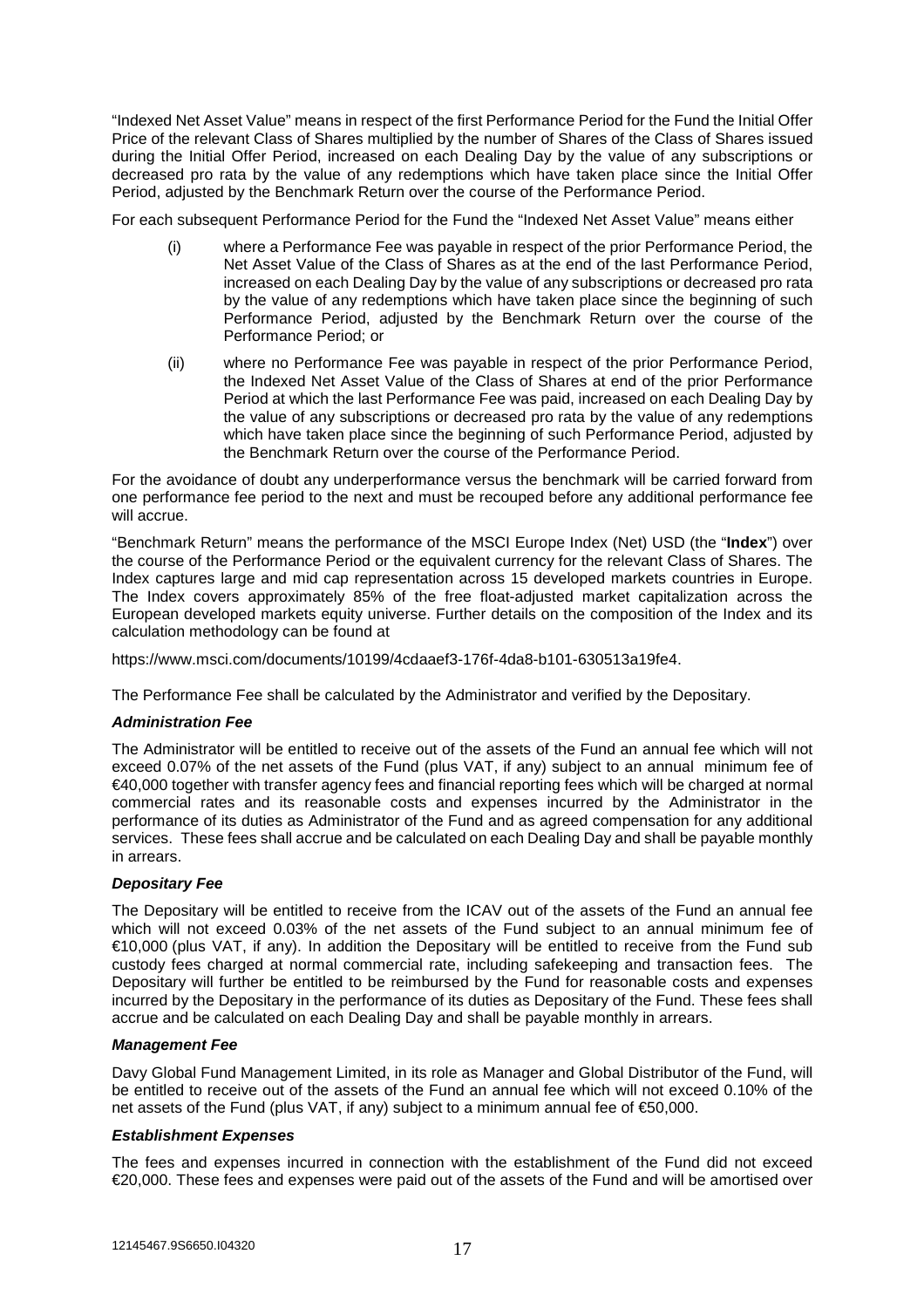"Indexed Net Asset Value" means in respect of the first Performance Period for the Fund the Initial Offer Price of the relevant Class of Shares multiplied by the number of Shares of the Class of Shares issued during the Initial Offer Period, increased on each Dealing Day by the value of any subscriptions or decreased pro rata by the value of any redemptions which have taken place since the Initial Offer Period, adjusted by the Benchmark Return over the course of the Performance Period.

For each subsequent Performance Period for the Fund the "Indexed Net Asset Value" means either

(i) where a Performance Fee was payable in respect of the prior Performance Period, the Net Asset Value of the Class of Shares as at the end of the last Performance Period, increased on each Dealing Day by the value of any subscriptions or decreased pro rata by the value of any redemptions which have taken place since the beginning of such Performance Period, adjusted by the Benchmark Return over the course of the Performance Period; or

(ii) where no Performance Fee was payable in respect of the prior Performance Period, the Indexed Net Asset Value of the Class of Shares at end of the prior Performance Period at which the last Performance Fee was paid, increased on each Dealing Day by the value of any subscriptions or decreased pro rata by the value of any redemptions which have taken place since the beginning of such Performance Period, adjusted by the Benchmark Return over the course of the Performance Period.

For the avoidance of doubt any underperformance versus the benchmark will be carried forward from one performance fee period to the next and must be recouped before any additional performance fee will accrue.

"Benchmark Return" means the performance of the MSCI Europe Index (Net) USD (the "**Index**") over the course of the Performance Period or the equivalent currency for the relevant Class of Shares. The Index captures large and mid cap representation across 15 developed markets countries in Europe. The Index covers approximately 85% of the free float-adjusted market capitalization across the European developed markets equity universe. Further details on the composition of the Index and its calculation methodology can be found at

https://www.msci.com/documents/10199/4cdaaef3-176f-4da8-b101-630513a19fe4.

The Performance Fee shall be calculated by the Administrator and verified by the Depositary.

***Administration Fee***

The Administrator will be entitled to receive out of the assets of the Fund an annual fee which will not exceed 0.07% of the net assets of the Fund (plus VAT, if any) subject to an annual minimum fee of €40,000 together with transfer agency fees and financial reporting fees which will be charged at normal commercial rates and its reasonable costs and expenses incurred by the Administrator in the performance of its duties as Administrator of the Fund and as agreed compensation for any additional services. These fees shall accrue and be calculated on each Dealing Day and shall be payable monthly in arrears.

***Depositary Fee***

The Depositary will be entitled to receive from the ICAV out of the assets of the Fund an annual fee which will not exceed 0.03% of the net assets of the Fund subject to an annual minimum fee of €10,000 (plus VAT, if any). In addition the Depositary will be entitled to receive from the Fund sub custody fees charged at normal commercial rate, including safekeeping and transaction fees. The Depositary will further be entitled to be reimbursed by the Fund for reasonable costs and expenses incurred by the Depositary in the performance of its duties as Depositary of the Fund. These fees shall accrue and be calculated on each Dealing Day and shall be payable monthly in arrears.

***Management Fee***

Davy Global Fund Management Limited, in its role as Manager and Global Distributor of the Fund, will be entitled to receive out of the assets of the Fund an annual fee which will not exceed 0.10% of the net assets of the Fund (plus VAT, if any) subject to a minimum annual fee of €50,000.

***Establishment Expenses***

The fees and expenses incurred in connection with the establishment of the Fund did not exceed €20,000. These fees and expenses were paid out of the assets of the Fund and will be amortised over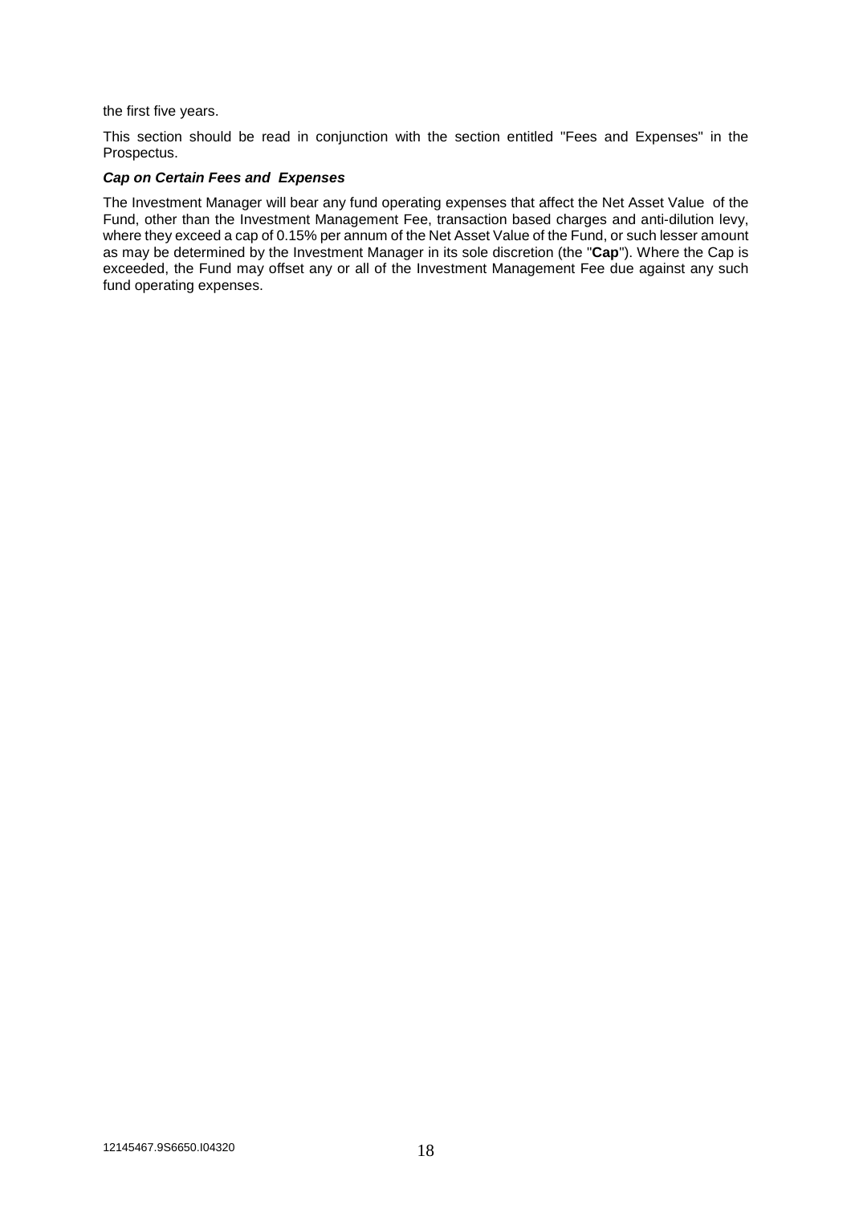the first five years.

This section should be read in conjunction with the section entitled "Fees and Expenses" in the Prospectus.

***Cap on Certain Fees and Expenses***

The Investment Manager will bear any fund operating expenses that affect the Net Asset Value of the Fund, other than the Investment Management Fee, transaction based charges and anti-dilution levy, where they exceed a cap of 0.15% per annum of the Net Asset Value of the Fund, or such lesser amount as may be determined by the Investment Manager in its sole discretion (the "**Cap**"). Where the Cap is exceeded, the Fund may offset any or all of the Investment Management Fee due against any such fund operating expenses.